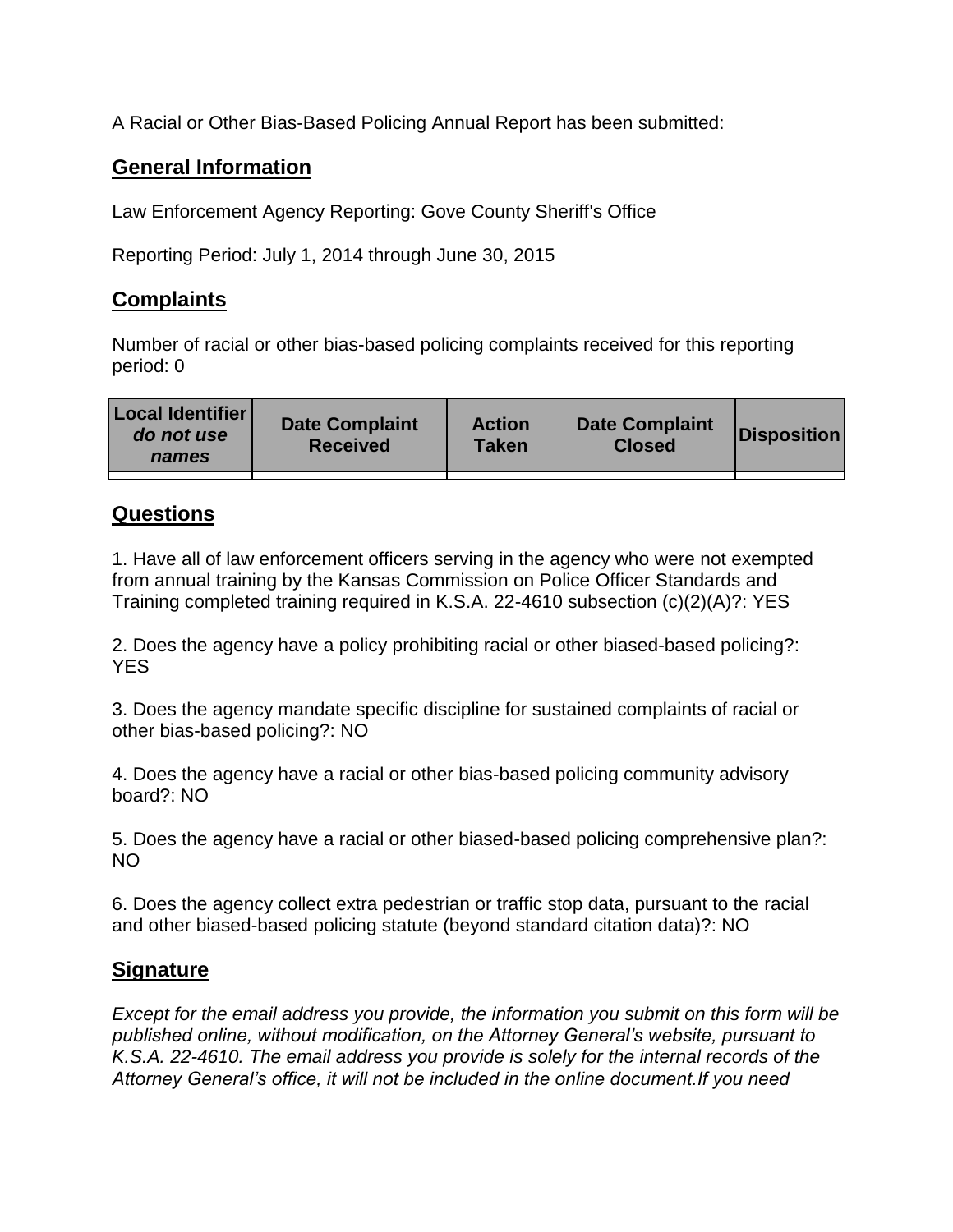A Racial or Other Bias-Based Policing Annual Report has been submitted:

## General Information

Law Enforcement Agency Reporting: Gove County Sheriff's Office

Reporting Period: July 1, 2014 through June 30, 2015

## Complaints

Number of racial or other bias-based policing complaints received for this reporting period: 0

| **Local Identifier** ***do not use names*** | **Date Complaint Received** | **Action Taken** | **Date Complaint Closed** | **Disposition** |
|---|---|---|---|---|
| | | | | |

## Questions

1. Have all of law enforcement officers serving in the agency who were not exempted from annual training by the Kansas Commission on Police Officer Standards and Training completed training required in K.S.A. 22-4610 subsection (c)(2)(A)?: YES

2. Does the agency have a policy prohibiting racial or other biased-based policing?: YES

3. Does the agency mandate specific discipline for sustained complaints of racial or other bias-based policing?: NO

4. Does the agency have a racial or other bias-based policing community advisory board?: NO

5. Does the agency have a racial or other biased-based policing comprehensive plan?: NO

6. Does the agency collect extra pedestrian or traffic stop data, pursuant to the racial and other biased-based policing statute (beyond standard citation data)?: NO

## Signature

*Except for the email address you provide, the information you submit on this form will be published online, without modification, on the Attorney General's website, pursuant to K.S.A. 22-4610. The email address you provide is solely for the internal records of the Attorney General's office, it will not be included in the online document.If you need*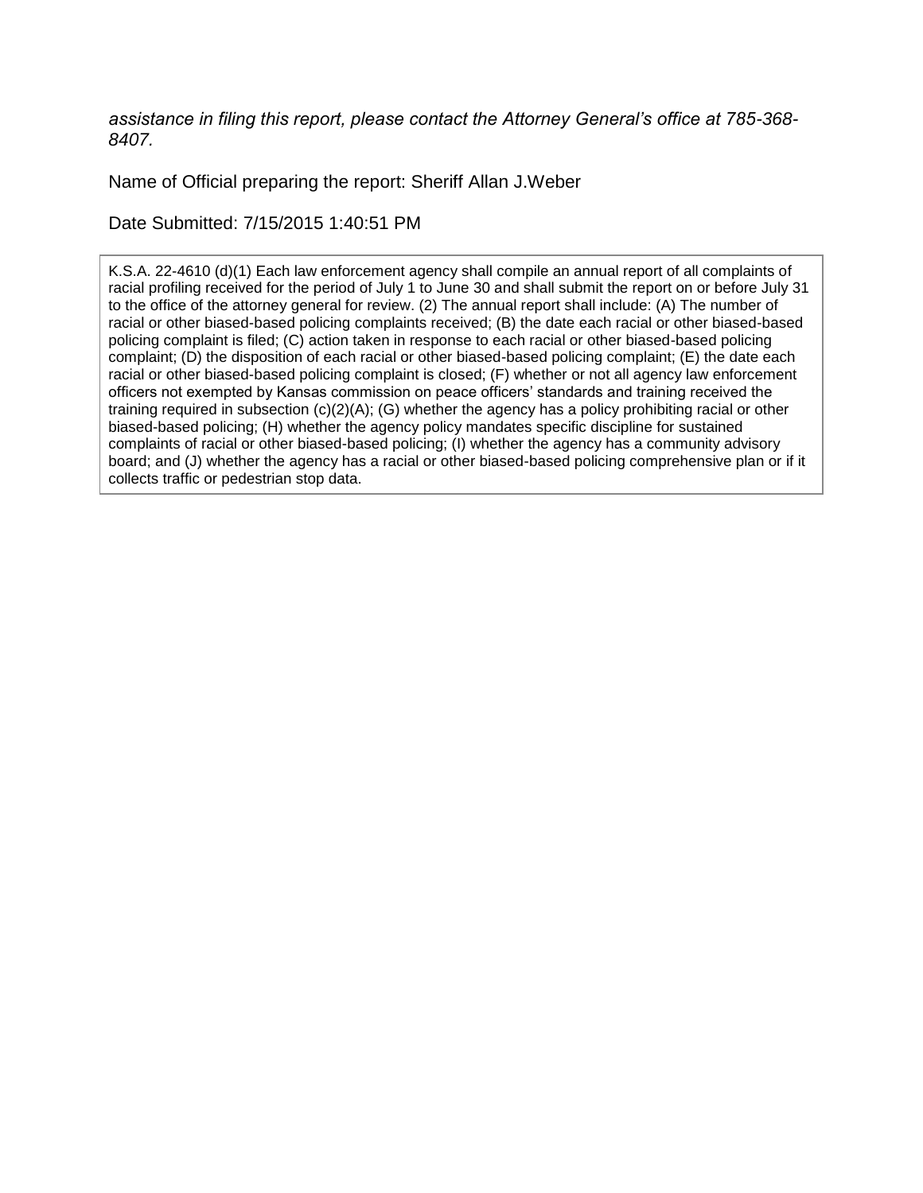*assistance in filing this report, please contact the Attorney General's office at 785-368-8407.*

Name of Official preparing the report: Sheriff Allan J.Weber

Date Submitted: 7/15/2015 1:40:51 PM

K.S.A. 22-4610 (d)(1) Each law enforcement agency shall compile an annual report of all complaints of racial profiling received for the period of July 1 to June 30 and shall submit the report on or before July 31 to the office of the attorney general for review. (2) The annual report shall include: (A) The number of racial or other biased-based policing complaints received; (B) the date each racial or other biased-based policing complaint is filed; (C) action taken in response to each racial or other biased-based policing complaint; (D) the disposition of each racial or other biased-based policing complaint; (E) the date each racial or other biased-based policing complaint is closed; (F) whether or not all agency law enforcement officers not exempted by Kansas commission on peace officers' standards and training received the training required in subsection (c)(2)(A); (G) whether the agency has a policy prohibiting racial or other biased-based policing; (H) whether the agency policy mandates specific discipline for sustained complaints of racial or other biased-based policing; (I) whether the agency has a community advisory board; and (J) whether the agency has a racial or other biased-based policing comprehensive plan or if it collects traffic or pedestrian stop data.